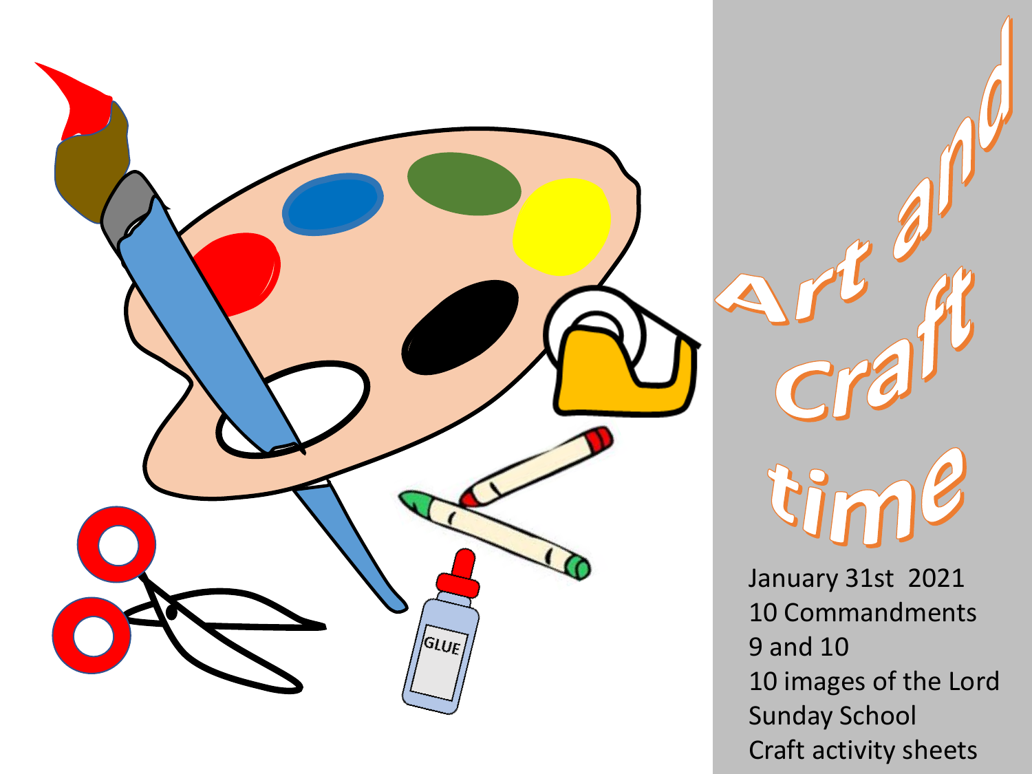# Art and Craft time

January 31st 2021
10 Commandments
9 and 10
10 images of the Lord
Sunday School
Craft activity sheets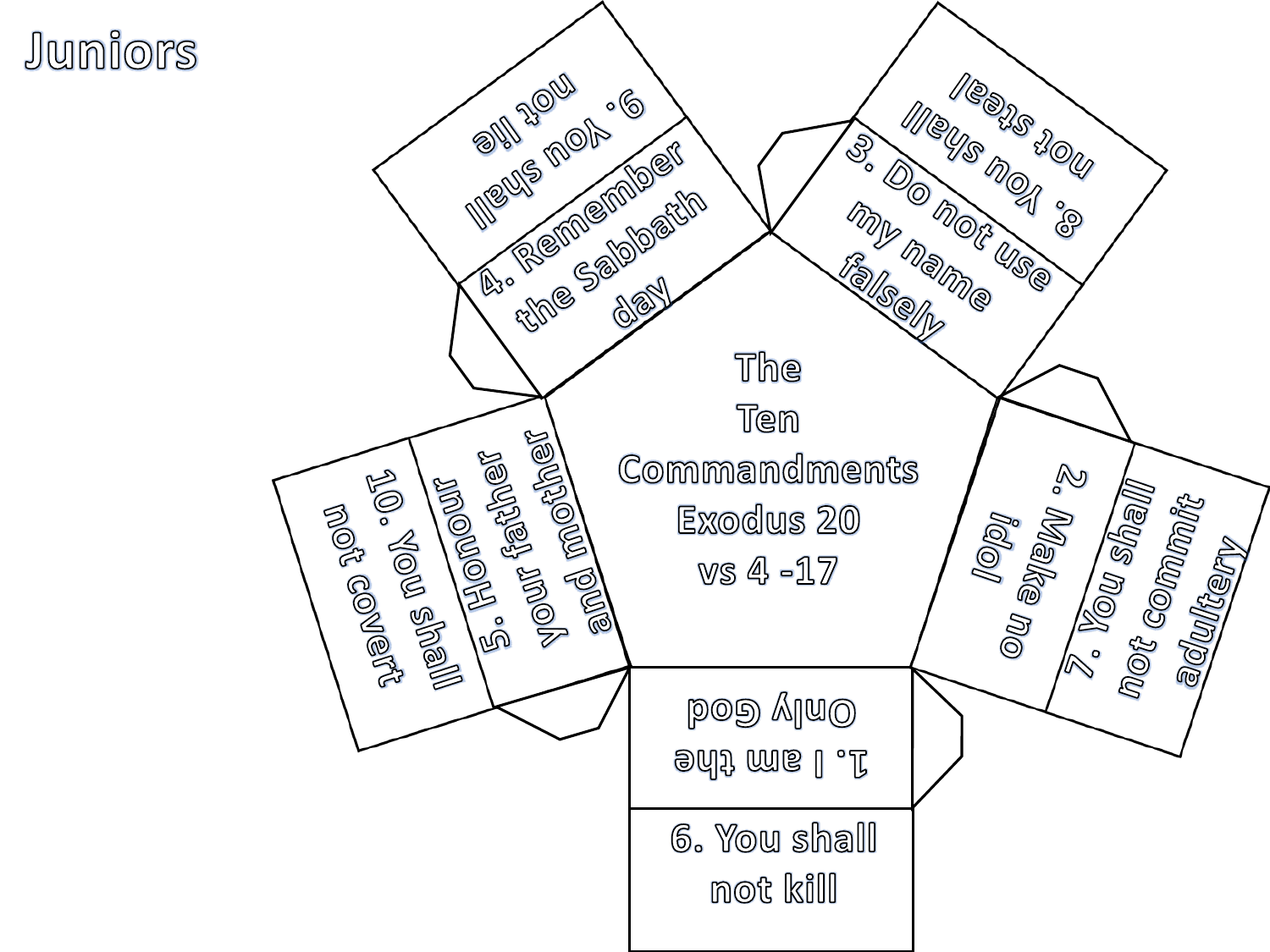# Juniors

The
Ten
Commandments
Exodus 20
vs 4 -17

1. I am the Only God

2. Make no idol

3. Do not use my name falsely

4. Remember the Sabbath day

5. Honour your father and mother

6. You shall not kill

7. You shall not commit adultery

8. You shall not steal

9. You shall not lie

10. You shall not covert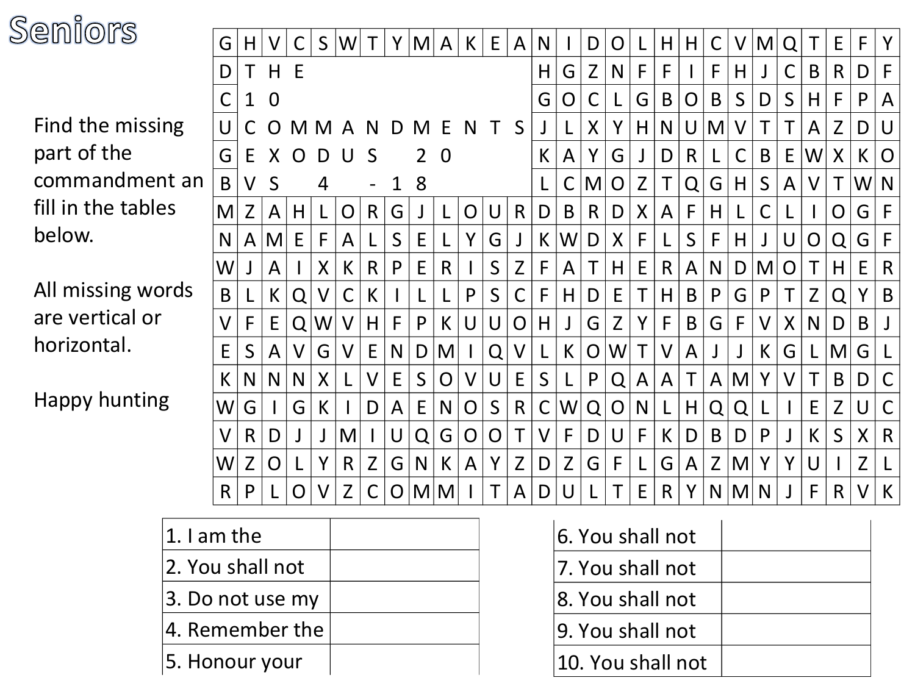# Seniors

Find the missing part of the commandment an fill in the tables below.

All missing words are vertical or horizontal.

Happy hunting

| | | | | | | | | | | | | | | | | | | | | | | | | | | | |
|---|---|---|---|---|---|---|---|---|---|---|---|---|---|---|---|---|---|---|---|---|---|---|---|---|---|---|---|
| G | H | V | C | S | W | T | Y | M | A | K | E | A | N | I | D | O | L | H | H | C | V | M | Q | T | E | F | Y |
| D | T | H | E | | | | | | | | | | H | G | Z | N | F | F | I | F | H | J | C | B | R | D | F |
| C | 1 | 0 | | | | | | | | | | | G | O | C | L | G | B | O | B | S | D | S | H | F | P | A |
| U | C | O | M | M | A | N | D | M | E | N | T | S | J | L | X | Y | H | N | U | M | V | T | T | A | Z | D | U |
| G | E | X | O | D | U | S | | 2 | 0 | | | | K | A | Y | G | J | D | R | L | C | B | E | W | X | K | O |
| B | V | S | | 4 | | - | 1 | 8 | | | | | L | C | M | O | Z | T | Q | G | H | S | A | V | T | W | N |
| M | Z | A | H | L | O | R | G | J | L | O | U | R | D | B | R | D | X | A | F | H | L | C | L | I | O | G | F |
| N | A | M | E | F | A | L | S | E | L | Y | G | J | K | W | D | X | F | L | S | F | H | J | U | O | Q | G | F |
| W | J | A | I | X | K | R | P | E | R | I | S | Z | F | A | T | H | E | R | A | N | D | M | O | T | H | E | R |
| B | L | K | Q | V | C | K | I | L | L | P | S | C | F | H | D | E | T | H | B | P | G | P | T | Z | Q | Y | B |
| V | F | E | Q | W | V | H | F | P | K | U | U | O | H | J | G | Z | Y | F | B | G | F | V | X | N | D | B | J |
| E | S | A | V | G | V | E | N | D | M | I | Q | V | L | K | O | W | T | V | A | J | J | K | G | L | M | G | L |
| K | N | N | N | X | L | V | E | S | O | V | U | E | S | L | P | Q | A | A | T | A | M | Y | V | T | B | D | C |
| W | G | I | G | K | I | D | A | E | N | O | S | R | C | W | Q | O | N | L | H | Q | Q | L | I | E | Z | U | C |
| V | R | D | J | J | M | I | U | Q | G | O | O | T | V | F | D | U | F | K | D | B | D | P | J | K | S | X | R |
| W | Z | O | L | Y | R | Z | G | N | K | A | Y | Z | D | Z | G | F | L | G | A | Z | M | Y | Y | U | I | Z | L |
| R | P | L | O | V | Z | C | O | M | M | I | T | A | D | U | L | T | E | R | Y | N | M | N | J | F | R | V | K |

| | |
|---|---|
| 1. I am the | |
| 2. You shall not | |
| 3. Do not use my | |
| 4. Remember the | |
| 5. Honour your | |

| | |
|---|---|
| 6. You shall not | |
| 7. You shall not | |
| 8. You shall not | |
| 9. You shall not | |
| 10. You shall not | |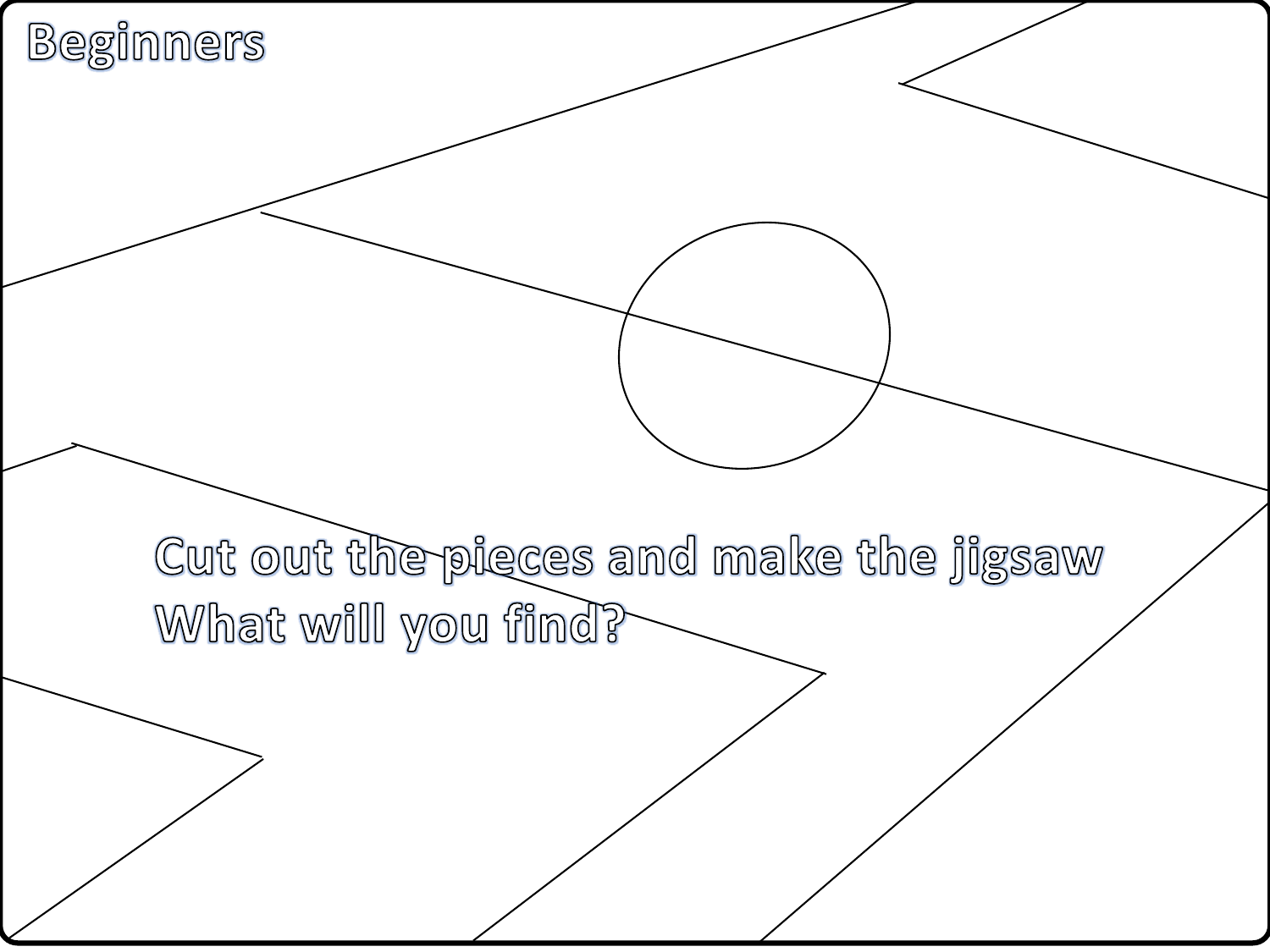Beginners

Cut out the pieces and make the jigsaw
What will you find?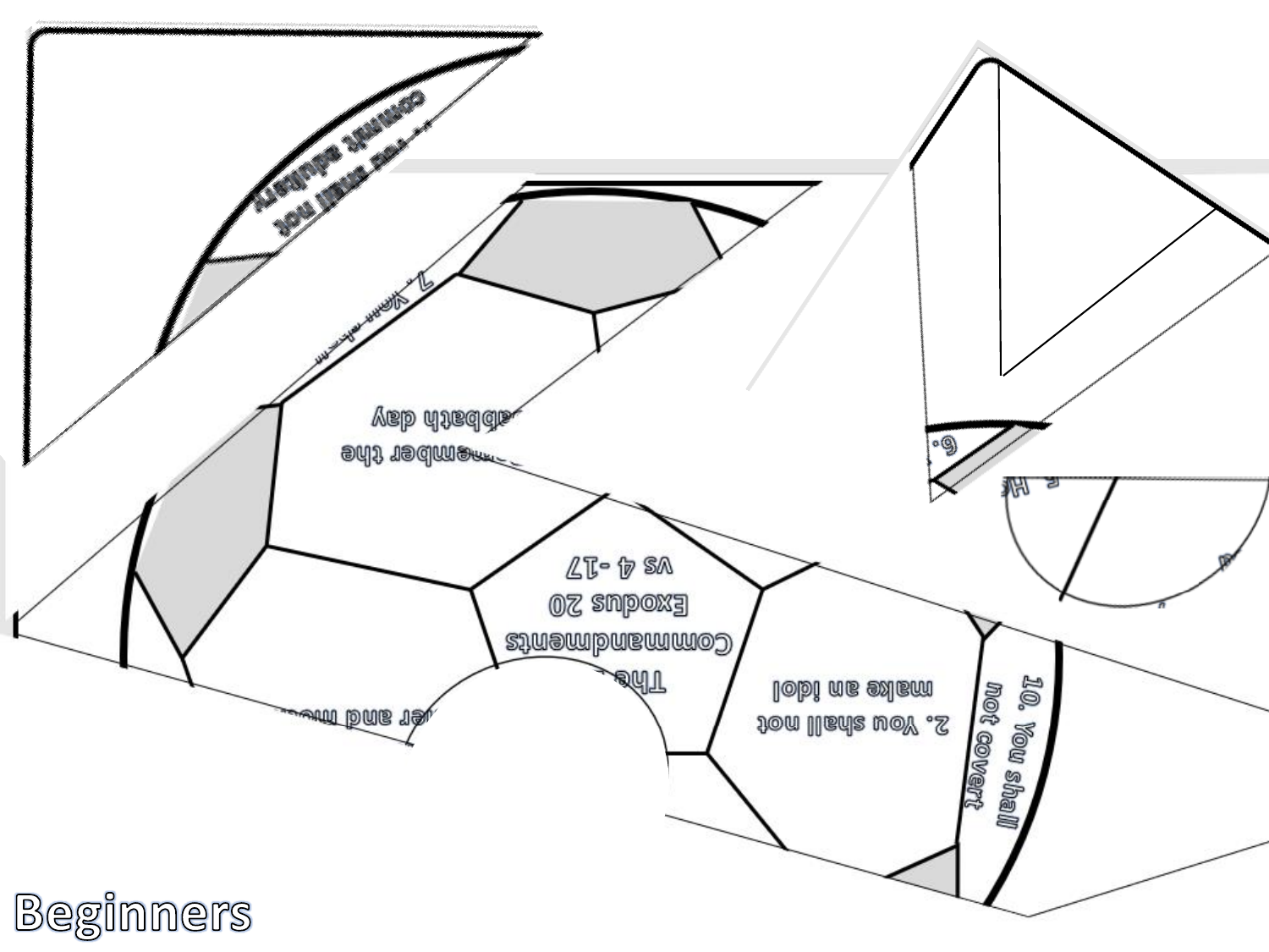You shall not commit adultery

7. You sh...

...emember the Sabbath day

...er and mo...

The Commandments Exodus 20 vs 4 -17

2. You shall not make an idol

10. You shall not covert

6.

Beginners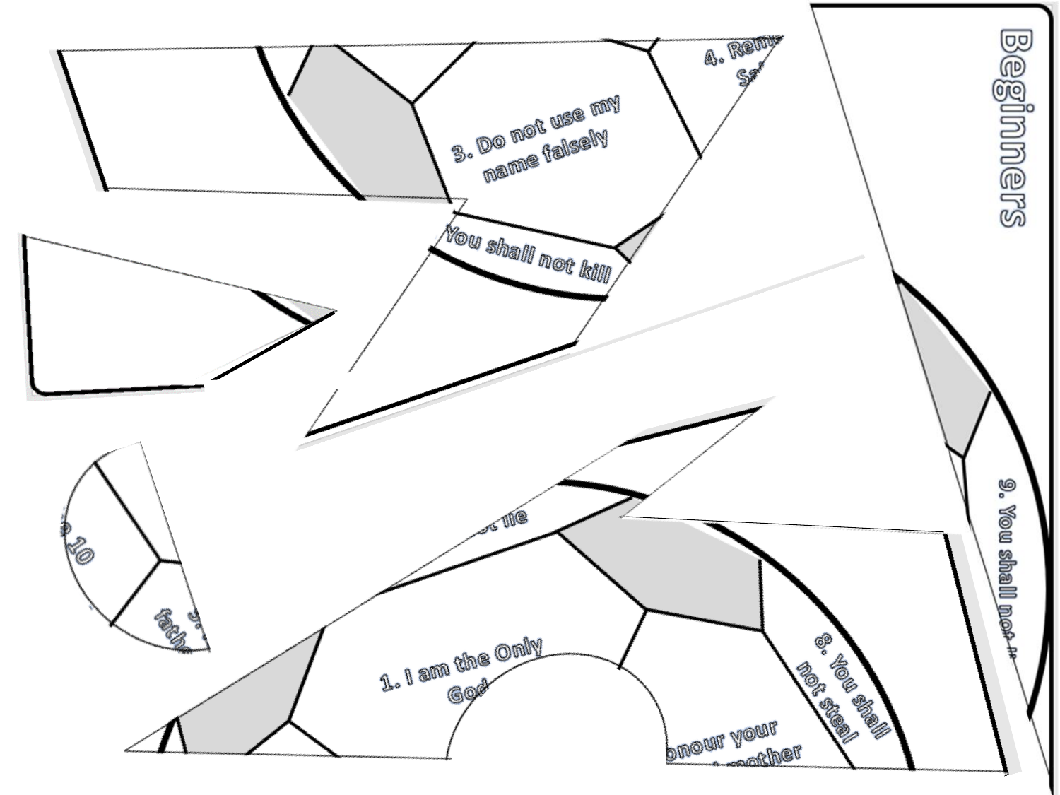Beginners

4. Rem... Sa...

3. Do not use my name falsely

You shall not kill

...ot lie

...e 10

5. ... fathe...

1. I am the Only God

...onour your ... mother

8. You shall not steal

9. You shall not f...